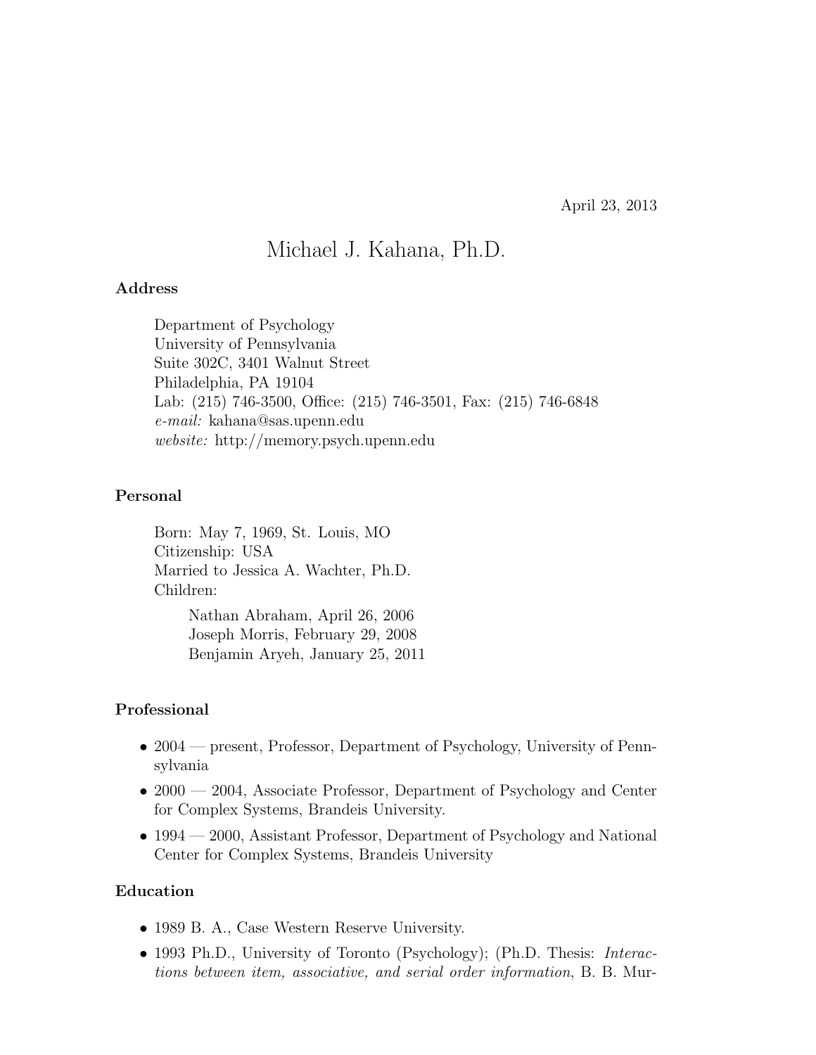April 23, 2013

# Michael J. Kahana, Ph.D.

## Address

Department of Psychology  
University of Pennsylvania  
Suite 302C, 3401 Walnut Street  
Philadelphia, PA 19104  
Lab: (215) 746-3500, Office: (215) 746-3501, Fax: (215) 746-6848  
*e-mail:* kahana@sas.upenn.edu  
*website:* http://memory.psych.upenn.edu

## Personal

Born: May 7, 1969, St. Louis, MO  
Citizenship: USA  
Married to Jessica A. Wachter, Ph.D.  
Children:

- Nathan Abraham, April 26, 2006
- Joseph Morris, February 29, 2008
- Benjamin Aryeh, January 25, 2011

## Professional

- 2004 — present, Professor, Department of Psychology, University of Pennsylvania
- 2000 — 2004, Associate Professor, Department of Psychology and Center for Complex Systems, Brandeis University.
- 1994 — 2000, Assistant Professor, Department of Psychology and National Center for Complex Systems, Brandeis University

## Education

- 1989 B. A., Case Western Reserve University.
- 1993 Ph.D., University of Toronto (Psychology); (Ph.D. Thesis: *Interactions between item, associative, and serial order information*, B. B. Mur-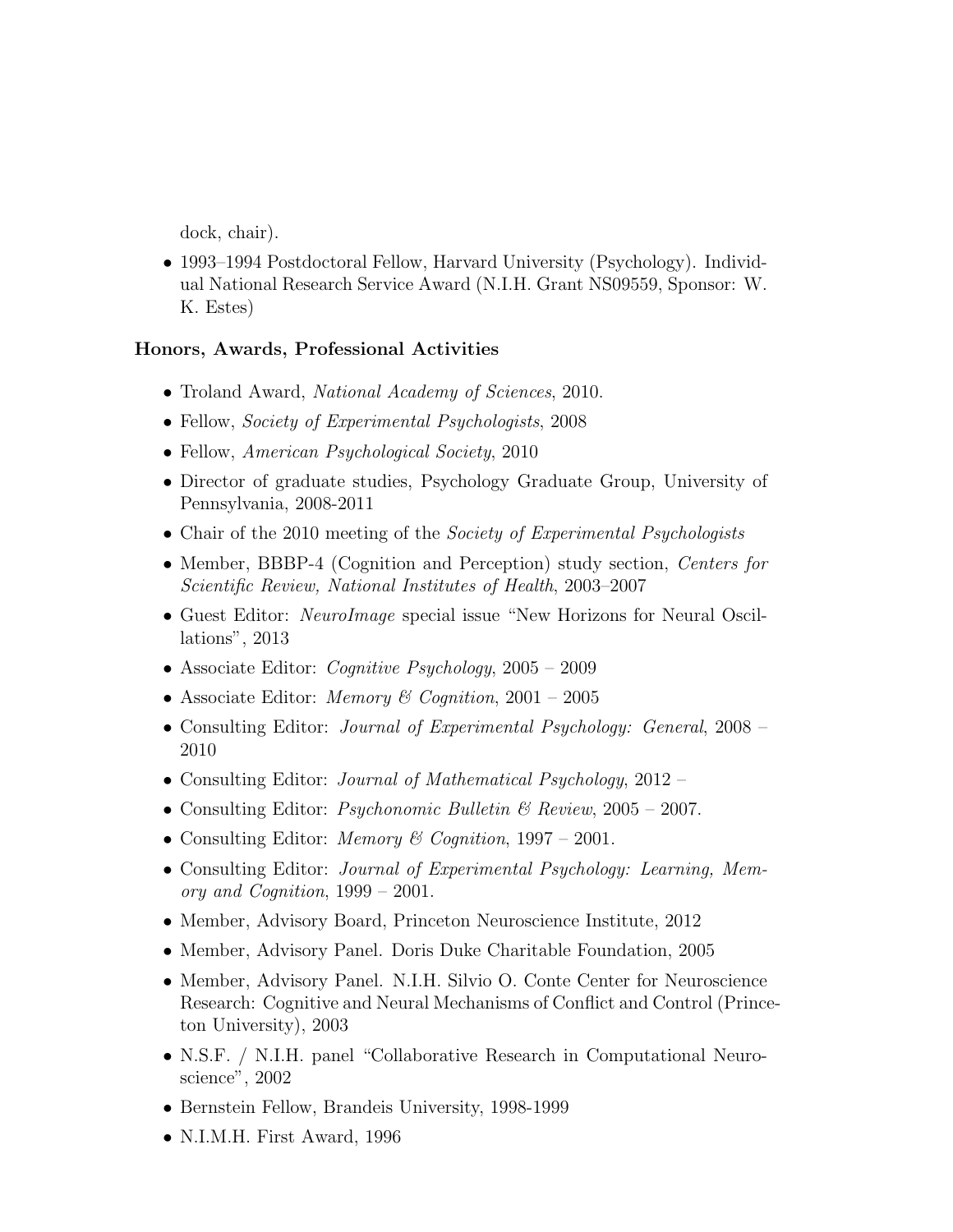dock, chair).

- 1993–1994 Postdoctoral Fellow, Harvard University (Psychology). Individual National Research Service Award (N.I.H. Grant NS09559, Sponsor: W. K. Estes)

**Honors, Awards, Professional Activities**

- Troland Award, *National Academy of Sciences*, 2010.
- Fellow, *Society of Experimental Psychologists*, 2008
- Fellow, *American Psychological Society*, 2010
- Director of graduate studies, Psychology Graduate Group, University of Pennsylvania, 2008-2011
- Chair of the 2010 meeting of the *Society of Experimental Psychologists*
- Member, BBBP-4 (Cognition and Perception) study section, *Centers for Scientific Review, National Institutes of Health*, 2003–2007
- Guest Editor: *NeuroImage* special issue "New Horizons for Neural Oscillations", 2013
- Associate Editor: *Cognitive Psychology*, 2005 – 2009
- Associate Editor: *Memory & Cognition*, 2001 – 2005
- Consulting Editor: *Journal of Experimental Psychology: General*, 2008 – 2010
- Consulting Editor: *Journal of Mathematical Psychology*, 2012 –
- Consulting Editor: *Psychonomic Bulletin & Review*, 2005 – 2007.
- Consulting Editor: *Memory & Cognition*, 1997 – 2001.
- Consulting Editor: *Journal of Experimental Psychology: Learning, Memory and Cognition*, 1999 – 2001.
- Member, Advisory Board, Princeton Neuroscience Institute, 2012
- Member, Advisory Panel. Doris Duke Charitable Foundation, 2005
- Member, Advisory Panel. N.I.H. Silvio O. Conte Center for Neuroscience Research: Cognitive and Neural Mechanisms of Conflict and Control (Princeton University), 2003
- N.S.F. / N.I.H. panel "Collaborative Research in Computational Neuroscience", 2002
- Bernstein Fellow, Brandeis University, 1998-1999
- N.I.M.H. First Award, 1996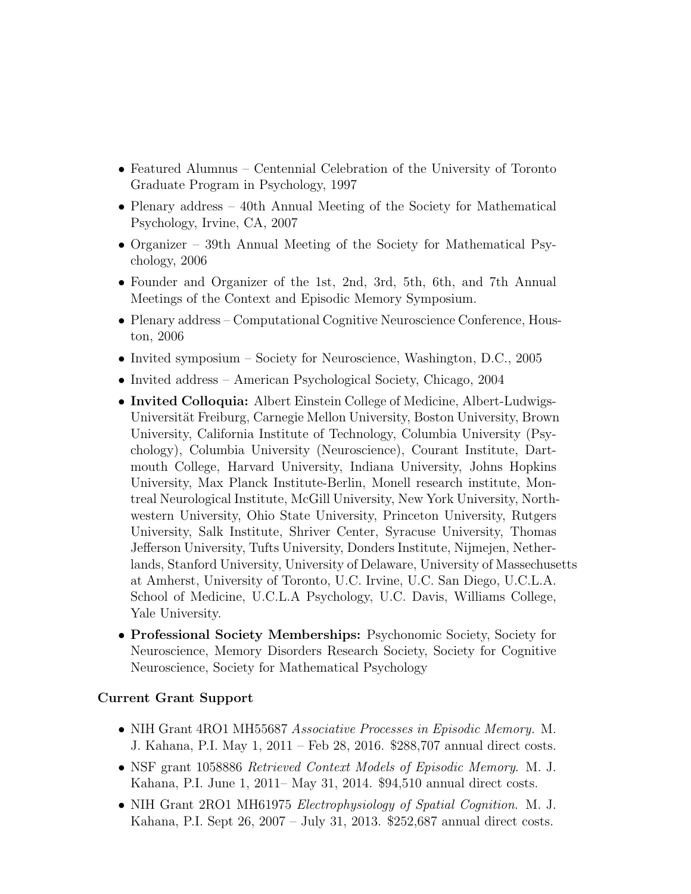- Featured Alumnus – Centennial Celebration of the University of Toronto Graduate Program in Psychology, 1997
- Plenary address – 40th Annual Meeting of the Society for Mathematical Psychology, Irvine, CA, 2007
- Organizer – 39th Annual Meeting of the Society for Mathematical Psychology, 2006
- Founder and Organizer of the 1st, 2nd, 3rd, 5th, 6th, and 7th Annual Meetings of the Context and Episodic Memory Symposium.
- Plenary address – Computational Cognitive Neuroscience Conference, Houston, 2006
- Invited symposium – Society for Neuroscience, Washington, D.C., 2005
- Invited address – American Psychological Society, Chicago, 2004
- **Invited Colloquia:** Albert Einstein College of Medicine, Albert-Ludwigs-Universität Freiburg, Carnegie Mellon University, Boston University, Brown University, California Institute of Technology, Columbia University (Psychology), Columbia University (Neuroscience), Courant Institute, Dartmouth College, Harvard University, Indiana University, Johns Hopkins University, Max Planck Institute-Berlin, Monell research institute, Montreal Neurological Institute, McGill University, New York University, Northwestern University, Ohio State University, Princeton University, Rutgers University, Salk Institute, Shriver Center, Syracuse University, Thomas Jefferson University, Tufts University, Donders Institute, Nijmejen, Netherlands, Stanford University, University of Delaware, University of Massechusetts at Amherst, University of Toronto, U.C. Irvine, U.C. San Diego, U.C.L.A. School of Medicine, U.C.L.A Psychology, U.C. Davis, Williams College, Yale University.
- **Professional Society Memberships:** Psychonomic Society, Society for Neuroscience, Memory Disorders Research Society, Society for Cognitive Neuroscience, Society for Mathematical Psychology

### Current Grant Support

- NIH Grant 4RO1 MH55687 *Associative Processes in Episodic Memory.* M. J. Kahana, P.I. May 1, 2011 – Feb 28, 2016. $288,707 annual direct costs.
- NSF grant 1058886 *Retrieved Context Models of Episodic Memory.* M. J. Kahana, P.I. June 1, 2011– May 31, 2014. $94,510 annual direct costs.
- NIH Grant 2RO1 MH61975 *Electrophysiology of Spatial Cognition.* M. J. Kahana, P.I. Sept 26, 2007 – July 31, 2013. $252,687 annual direct costs.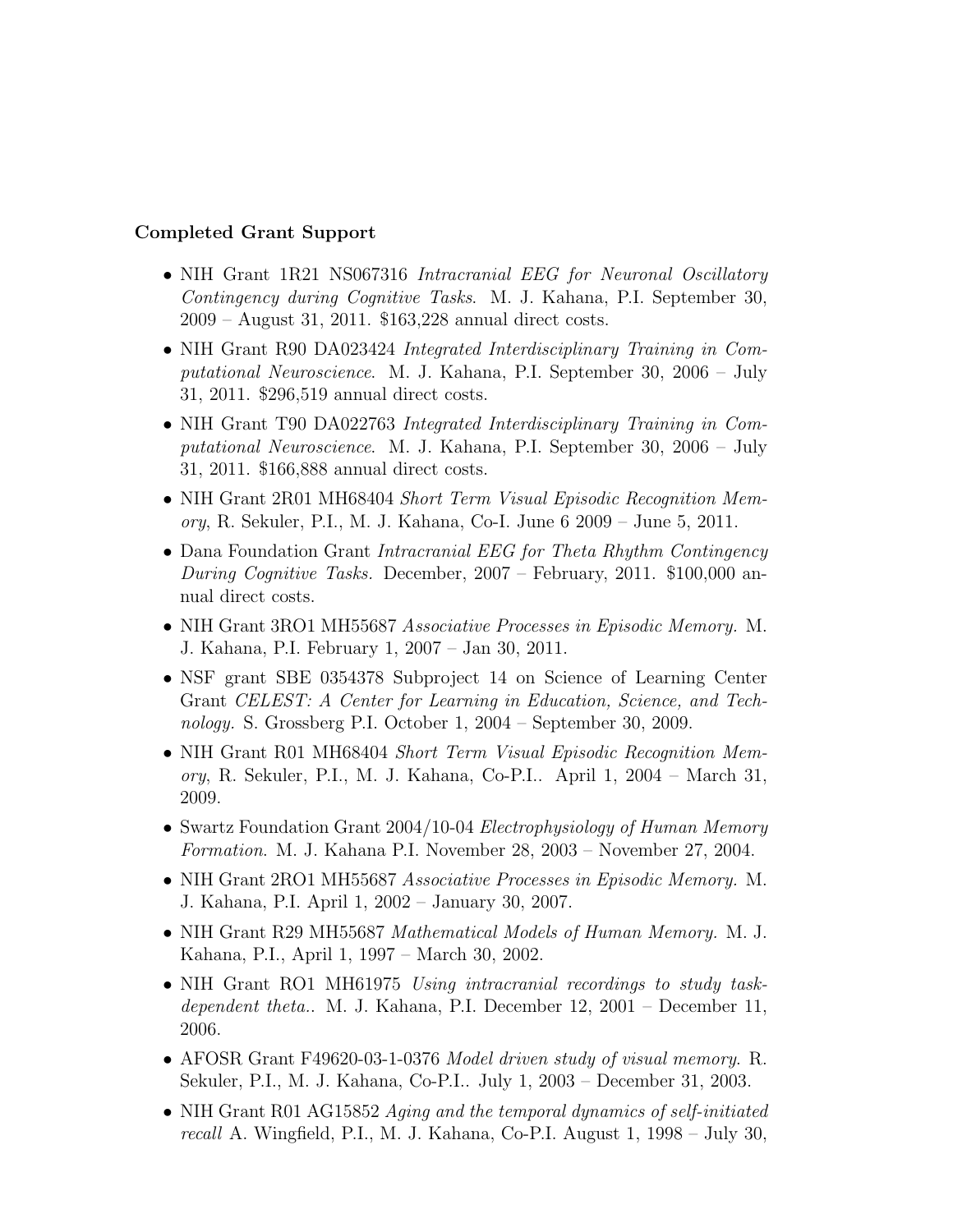**Completed Grant Support**

- NIH Grant 1R21 NS067316 *Intracranial EEG for Neuronal Oscillatory Contingency during Cognitive Tasks*. M. J. Kahana, P.I. September 30, 2009 – August 31, 2011. $163,228 annual direct costs.
- NIH Grant R90 DA023424 *Integrated Interdisciplinary Training in Computational Neuroscience*. M. J. Kahana, P.I. September 30, 2006 – July 31, 2011. $296,519 annual direct costs.
- NIH Grant T90 DA022763 *Integrated Interdisciplinary Training in Computational Neuroscience*. M. J. Kahana, P.I. September 30, 2006 – July 31, 2011. $166,888 annual direct costs.
- NIH Grant 2R01 MH68404 *Short Term Visual Episodic Recognition Memory*, R. Sekuler, P.I., M. J. Kahana, Co-I. June 6 2009 – June 5, 2011.
- Dana Foundation Grant *Intracranial EEG for Theta Rhythm Contingency During Cognitive Tasks.* December, 2007 – February, 2011. $100,000 annual direct costs.
- NIH Grant 3RO1 MH55687 *Associative Processes in Episodic Memory.* M. J. Kahana, P.I. February 1, 2007 – Jan 30, 2011.
- NSF grant SBE 0354378 Subproject 14 on Science of Learning Center Grant *CELEST: A Center for Learning in Education, Science, and Technology.* S. Grossberg P.I. October 1, 2004 – September 30, 2009.
- NIH Grant R01 MH68404 *Short Term Visual Episodic Recognition Memory*, R. Sekuler, P.I., M. J. Kahana, Co-P.I.. April 1, 2004 – March 31, 2009.
- Swartz Foundation Grant 2004/10-04 *Electrophysiology of Human Memory Formation*. M. J. Kahana P.I. November 28, 2003 – November 27, 2004.
- NIH Grant 2RO1 MH55687 *Associative Processes in Episodic Memory.* M. J. Kahana, P.I. April 1, 2002 – January 30, 2007.
- NIH Grant R29 MH55687 *Mathematical Models of Human Memory.* M. J. Kahana, P.I., April 1, 1997 – March 30, 2002.
- NIH Grant RO1 MH61975 *Using intracranial recordings to study task-dependent theta.*. M. J. Kahana, P.I. December 12, 2001 – December 11, 2006.
- AFOSR Grant F49620-03-1-0376 *Model driven study of visual memory*. R. Sekuler, P.I., M. J. Kahana, Co-P.I.. July 1, 2003 – December 31, 2003.
- NIH Grant R01 AG15852 *Aging and the temporal dynamics of self-initiated recall* A. Wingfield, P.I., M. J. Kahana, Co-P.I. August 1, 1998 – July 30,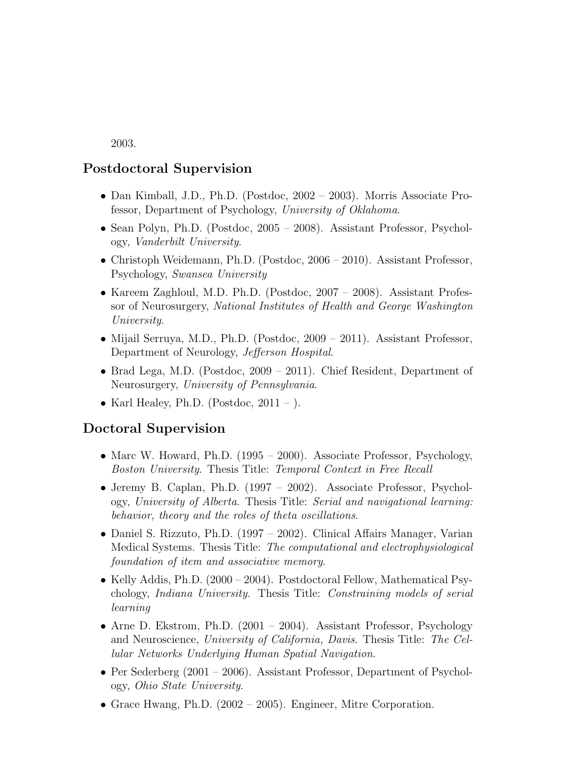2003.

## Postdoctoral Supervision

- Dan Kimball, J.D., Ph.D. (Postdoc, 2002 – 2003). Morris Associate Professor, Department of Psychology, *University of Oklahoma*.
- Sean Polyn, Ph.D. (Postdoc, 2005 – 2008). Assistant Professor, Psychology, *Vanderbilt University*.
- Christoph Weidemann, Ph.D. (Postdoc, 2006 – 2010). Assistant Professor, Psychology, *Swansea University*
- Kareem Zaghloul, M.D. Ph.D. (Postdoc, 2007 – 2008). Assistant Professor of Neurosurgery, *National Institutes of Health and George Washington University*.
- Mijail Serruya, M.D., Ph.D. (Postdoc, 2009 – 2011). Assistant Professor, Department of Neurology, *Jefferson Hospital*.
- Brad Lega, M.D. (Postdoc, 2009 – 2011). Chief Resident, Department of Neurosurgery, *University of Pennsylvania*.
- Karl Healey, Ph.D. (Postdoc, 2011 – ).

## Doctoral Supervision

- Marc W. Howard, Ph.D. (1995 – 2000). Associate Professor, Psychology, *Boston University*. Thesis Title: *Temporal Context in Free Recall*
- Jeremy B. Caplan, Ph.D. (1997 – 2002). Associate Professor, Psychology, *University of Alberta*. Thesis Title: *Serial and navigational learning: behavior, theory and the roles of theta oscillations*.
- Daniel S. Rizzuto, Ph.D. (1997 – 2002). Clinical Affairs Manager, Varian Medical Systems. Thesis Title: *The computational and electrophysiological foundation of item and associative memory*.
- Kelly Addis, Ph.D. (2000 – 2004). Postdoctoral Fellow, Mathematical Psychology, *Indiana University*. Thesis Title: *Constraining models of serial learning*
- Arne D. Ekstrom, Ph.D. (2001 – 2004). Assistant Professor, Psychology and Neuroscience, *University of California, Davis*. Thesis Title: *The Cellular Networks Underlying Human Spatial Navigation*.
- Per Sederberg (2001 – 2006). Assistant Professor, Department of Psychology, *Ohio State University*.
- Grace Hwang, Ph.D. (2002 – 2005). Engineer, Mitre Corporation.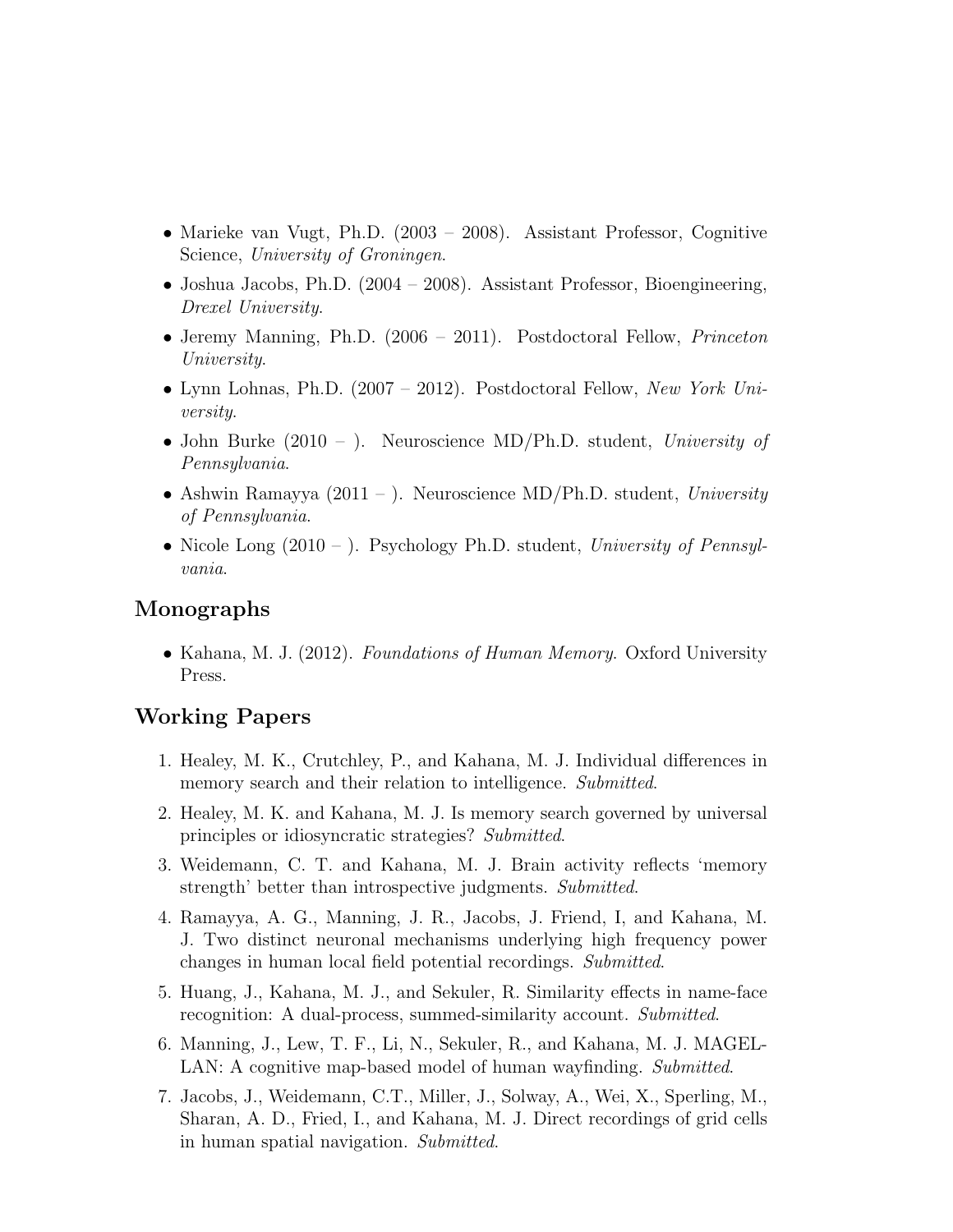- Marieke van Vugt, Ph.D. (2003 – 2008). Assistant Professor, Cognitive Science, *University of Groningen*.
- Joshua Jacobs, Ph.D. (2004 – 2008). Assistant Professor, Bioengineering, *Drexel University*.
- Jeremy Manning, Ph.D. (2006 – 2011). Postdoctoral Fellow, *Princeton University*.
- Lynn Lohnas, Ph.D. (2007 – 2012). Postdoctoral Fellow, *New York University*.
- John Burke (2010 – ). Neuroscience MD/Ph.D. student, *University of Pennsylvania*.
- Ashwin Ramayya (2011 – ). Neuroscience MD/Ph.D. student, *University of Pennsylvania*.
- Nicole Long (2010 – ). Psychology Ph.D. student, *University of Pennsylvania*.

## Monographs

- Kahana, M. J. (2012). *Foundations of Human Memory*. Oxford University Press.

## Working Papers

1. Healey, M. K., Crutchley, P., and Kahana, M. J. Individual differences in memory search and their relation to intelligence. *Submitted*.
2. Healey, M. K. and Kahana, M. J. Is memory search governed by universal principles or idiosyncratic strategies? *Submitted*.
3. Weidemann, C. T. and Kahana, M. J. Brain activity reflects 'memory strength' better than introspective judgments. *Submitted*.
4. Ramayya, A. G., Manning, J. R., Jacobs, J. Friend, I, and Kahana, M. J. Two distinct neuronal mechanisms underlying high frequency power changes in human local field potential recordings. *Submitted*.
5. Huang, J., Kahana, M. J., and Sekuler, R. Similarity effects in name-face recognition: A dual-process, summed-similarity account. *Submitted*.
6. Manning, J., Lew, T. F., Li, N., Sekuler, R., and Kahana, M. J. MAGELLAN: A cognitive map-based model of human wayfinding. *Submitted*.
7. Jacobs, J., Weidemann, C.T., Miller, J., Solway, A., Wei, X., Sperling, M., Sharan, A. D., Fried, I., and Kahana, M. J. Direct recordings of grid cells in human spatial navigation. *Submitted*.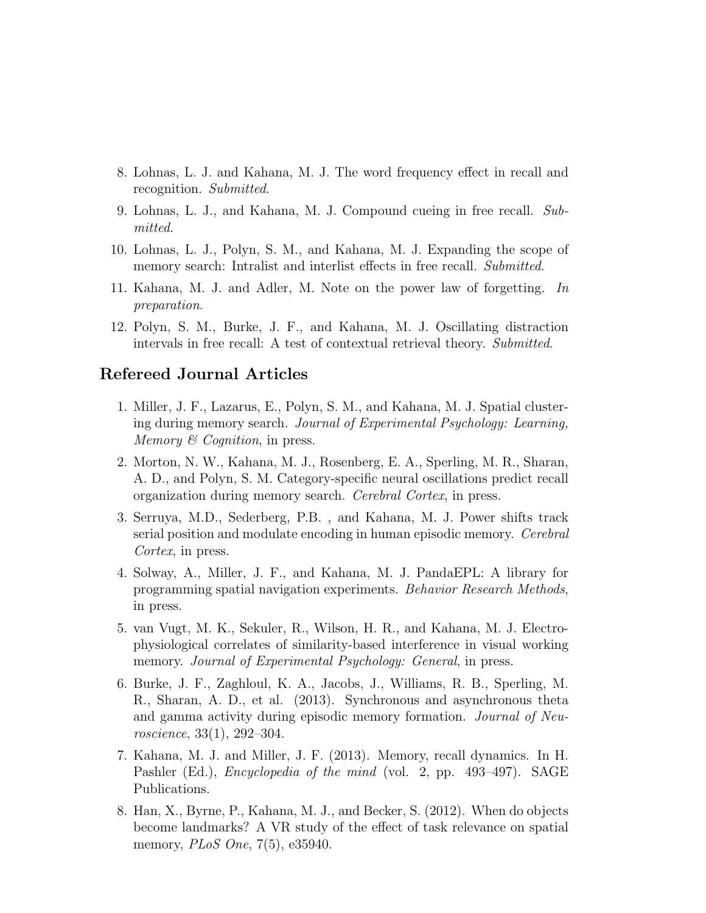8. Lohnas, L. J. and Kahana, M. J. The word frequency effect in recall and recognition. *Submitted*.
9. Lohnas, L. J., and Kahana, M. J. Compound cueing in free recall. *Submitted*.
10. Lohnas, L. J., Polyn, S. M., and Kahana, M. J. Expanding the scope of memory search: Intralist and interlist effects in free recall. *Submitted*.
11. Kahana, M. J. and Adler, M. Note on the power law of forgetting. *In preparation*.
12. Polyn, S. M., Burke, J. F., and Kahana, M. J. Oscillating distraction intervals in free recall: A test of contextual retrieval theory. *Submitted*.

## Refereed Journal Articles

1. Miller, J. F., Lazarus, E., Polyn, S. M., and Kahana, M. J. Spatial clustering during memory search. *Journal of Experimental Psychology: Learning, Memory & Cognition*, in press.
2. Morton, N. W., Kahana, M. J., Rosenberg, E. A., Sperling, M. R., Sharan, A. D., and Polyn, S. M. Category-specific neural oscillations predict recall organization during memory search. *Cerebral Cortex*, in press.
3. Serruya, M.D., Sederberg, P.B. , and Kahana, M. J. Power shifts track serial position and modulate encoding in human episodic memory. *Cerebral Cortex*, in press.
4. Solway, A., Miller, J. F., and Kahana, M. J. PandaEPL: A library for programming spatial navigation experiments. *Behavior Research Methods*, in press.
5. van Vugt, M. K., Sekuler, R., Wilson, H. R., and Kahana, M. J. Electrophysiological correlates of similarity-based interference in visual working memory. *Journal of Experimental Psychology: General*, in press.
6. Burke, J. F., Zaghloul, K. A., Jacobs, J., Williams, R. B., Sperling, M. R., Sharan, A. D., et al. (2013). Synchronous and asynchronous theta and gamma activity during episodic memory formation. *Journal of Neuroscience*, 33(1), 292–304.
7. Kahana, M. J. and Miller, J. F. (2013). Memory, recall dynamics. In H. Pashler (Ed.), *Encyclopedia of the mind* (vol. 2, pp. 493–497). SAGE Publications.
8. Han, X., Byrne, P., Kahana, M. J., and Becker, S. (2012). When do objects become landmarks? A VR study of the effect of task relevance on spatial memory, *PLoS One*, 7(5), e35940.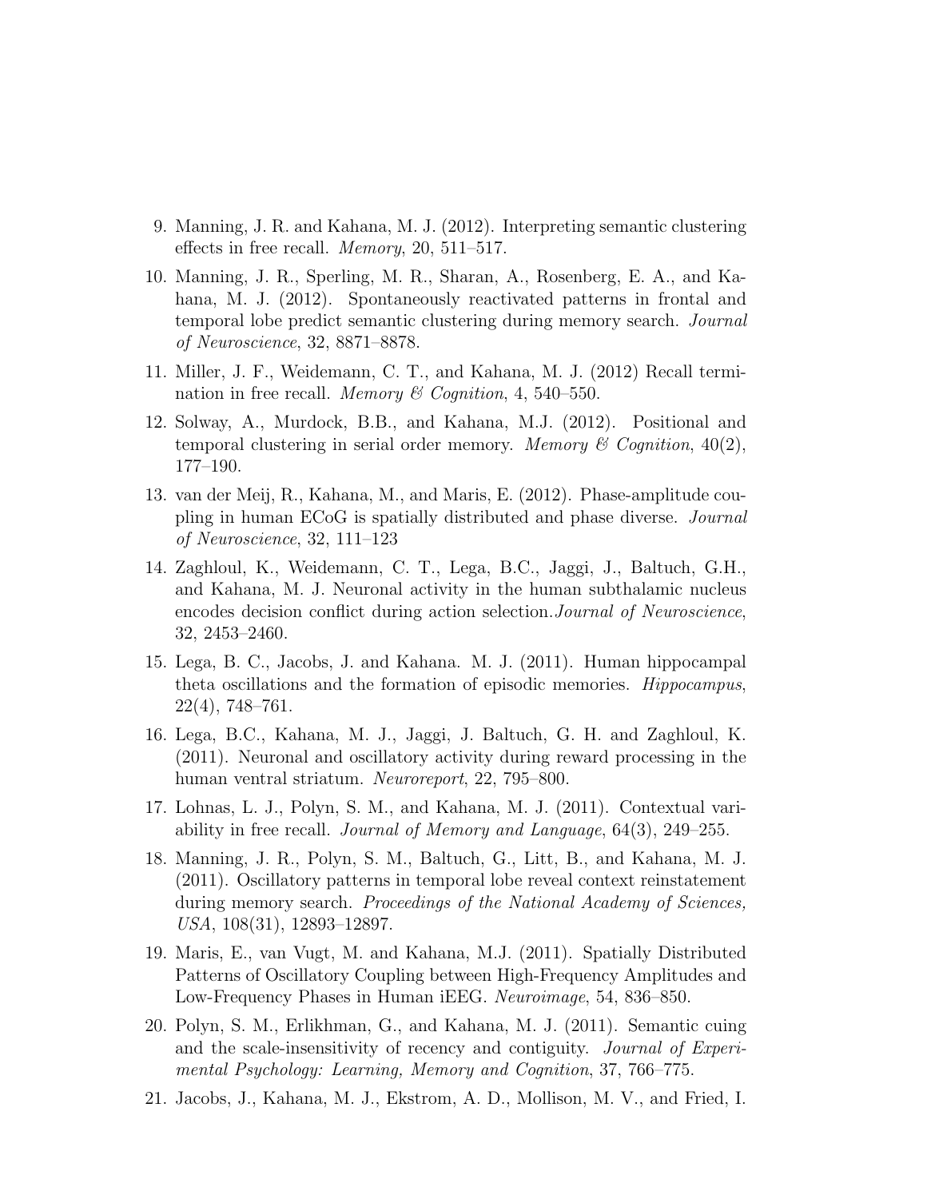9. Manning, J. R. and Kahana, M. J. (2012). Interpreting semantic clustering effects in free recall. *Memory*, 20, 511–517.

10. Manning, J. R., Sperling, M. R., Sharan, A., Rosenberg, E. A., and Kahana, M. J. (2012). Spontaneously reactivated patterns in frontal and temporal lobe predict semantic clustering during memory search. *Journal of Neuroscience*, 32, 8871–8878.

11. Miller, J. F., Weidemann, C. T., and Kahana, M. J. (2012) Recall termination in free recall. *Memory & Cognition*, 4, 540–550.

12. Solway, A., Murdock, B.B., and Kahana, M.J. (2012). Positional and temporal clustering in serial order memory. *Memory & Cognition*, 40(2), 177–190.

13. van der Meij, R., Kahana, M., and Maris, E. (2012). Phase-amplitude coupling in human ECoG is spatially distributed and phase diverse. *Journal of Neuroscience*, 32, 111–123

14. Zaghloul, K., Weidemann, C. T., Lega, B.C., Jaggi, J., Baltuch, G.H., and Kahana, M. J. Neuronal activity in the human subthalamic nucleus encodes decision conflict during action selection.*Journal of Neuroscience*, 32, 2453–2460.

15. Lega, B. C., Jacobs, J. and Kahana. M. J. (2011). Human hippocampal theta oscillations and the formation of episodic memories. *Hippocampus*, 22(4), 748–761.

16. Lega, B.C., Kahana, M. J., Jaggi, J. Baltuch, G. H. and Zaghloul, K. (2011). Neuronal and oscillatory activity during reward processing in the human ventral striatum. *Neuroreport*, 22, 795–800.

17. Lohnas, L. J., Polyn, S. M., and Kahana, M. J. (2011). Contextual variability in free recall. *Journal of Memory and Language*, 64(3), 249–255.

18. Manning, J. R., Polyn, S. M., Baltuch, G., Litt, B., and Kahana, M. J. (2011). Oscillatory patterns in temporal lobe reveal context reinstatement during memory search. *Proceedings of the National Academy of Sciences, USA*, 108(31), 12893–12897.

19. Maris, E., van Vugt, M. and Kahana, M.J. (2011). Spatially Distributed Patterns of Oscillatory Coupling between High-Frequency Amplitudes and Low-Frequency Phases in Human iEEG. *Neuroimage*, 54, 836–850.

20. Polyn, S. M., Erlikhman, G., and Kahana, M. J. (2011). Semantic cuing and the scale-insensitivity of recency and contiguity. *Journal of Experimental Psychology: Learning, Memory and Cognition*, 37, 766–775.

21. Jacobs, J., Kahana, M. J., Ekstrom, A. D., Mollison, M. V., and Fried, I.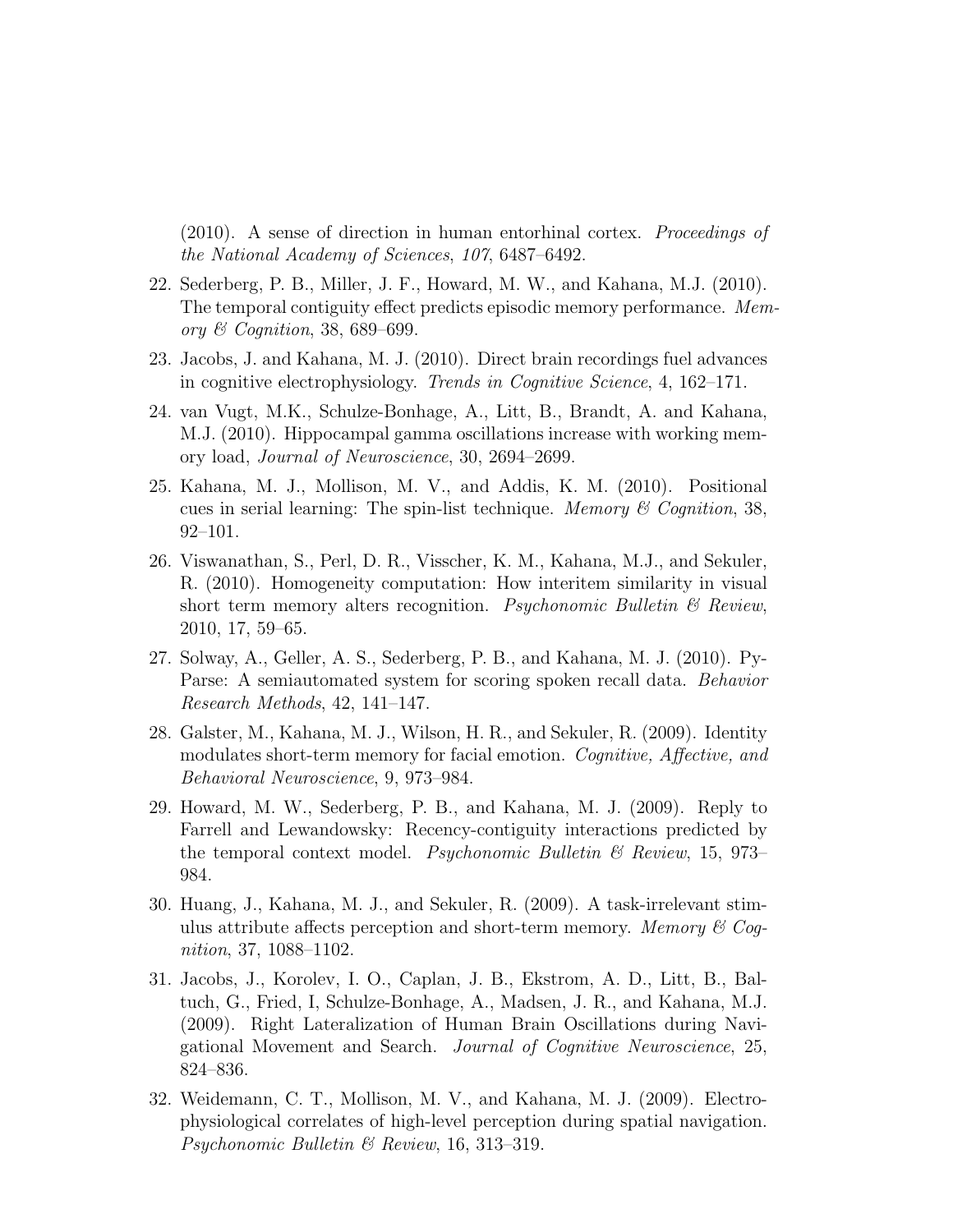(2010). A sense of direction in human entorhinal cortex. *Proceedings of the National Academy of Sciences*, *107*, 6487–6492.

22. Sederberg, P. B., Miller, J. F., Howard, M. W., and Kahana, M.J. (2010). The temporal contiguity effect predicts episodic memory performance. *Memory & Cognition*, 38, 689–699.

23. Jacobs, J. and Kahana, M. J. (2010). Direct brain recordings fuel advances in cognitive electrophysiology. *Trends in Cognitive Science*, 4, 162–171.

24. van Vugt, M.K., Schulze-Bonhage, A., Litt, B., Brandt, A. and Kahana, M.J. (2010). Hippocampal gamma oscillations increase with working memory load, *Journal of Neuroscience*, 30, 2694–2699.

25. Kahana, M. J., Mollison, M. V., and Addis, K. M. (2010). Positional cues in serial learning: The spin-list technique. *Memory & Cognition*, 38, 92–101.

26. Viswanathan, S., Perl, D. R., Visscher, K. M., Kahana, M.J., and Sekuler, R. (2010). Homogeneity computation: How interitem similarity in visual short term memory alters recognition. *Psychonomic Bulletin & Review*, 2010, 17, 59–65.

27. Solway, A., Geller, A. S., Sederberg, P. B., and Kahana, M. J. (2010). PyParse: A semiautomated system for scoring spoken recall data. *Behavior Research Methods*, 42, 141–147.

28. Galster, M., Kahana, M. J., Wilson, H. R., and Sekuler, R. (2009). Identity modulates short-term memory for facial emotion. *Cognitive, Affective, and Behavioral Neuroscience*, 9, 973–984.

29. Howard, M. W., Sederberg, P. B., and Kahana, M. J. (2009). Reply to Farrell and Lewandowsky: Recency-contiguity interactions predicted by the temporal context model. *Psychonomic Bulletin & Review*, 15, 973–984.

30. Huang, J., Kahana, M. J., and Sekuler, R. (2009). A task-irrelevant stimulus attribute affects perception and short-term memory. *Memory & Cognition*, 37, 1088–1102.

31. Jacobs, J., Korolev, I. O., Caplan, J. B., Ekstrom, A. D., Litt, B., Baltuch, G., Fried, I, Schulze-Bonhage, A., Madsen, J. R., and Kahana, M.J. (2009). Right Lateralization of Human Brain Oscillations during Navigational Movement and Search. *Journal of Cognitive Neuroscience*, 25, 824–836.

32. Weidemann, C. T., Mollison, M. V., and Kahana, M. J. (2009). Electrophysiological correlates of high-level perception during spatial navigation. *Psychonomic Bulletin & Review*, 16, 313–319.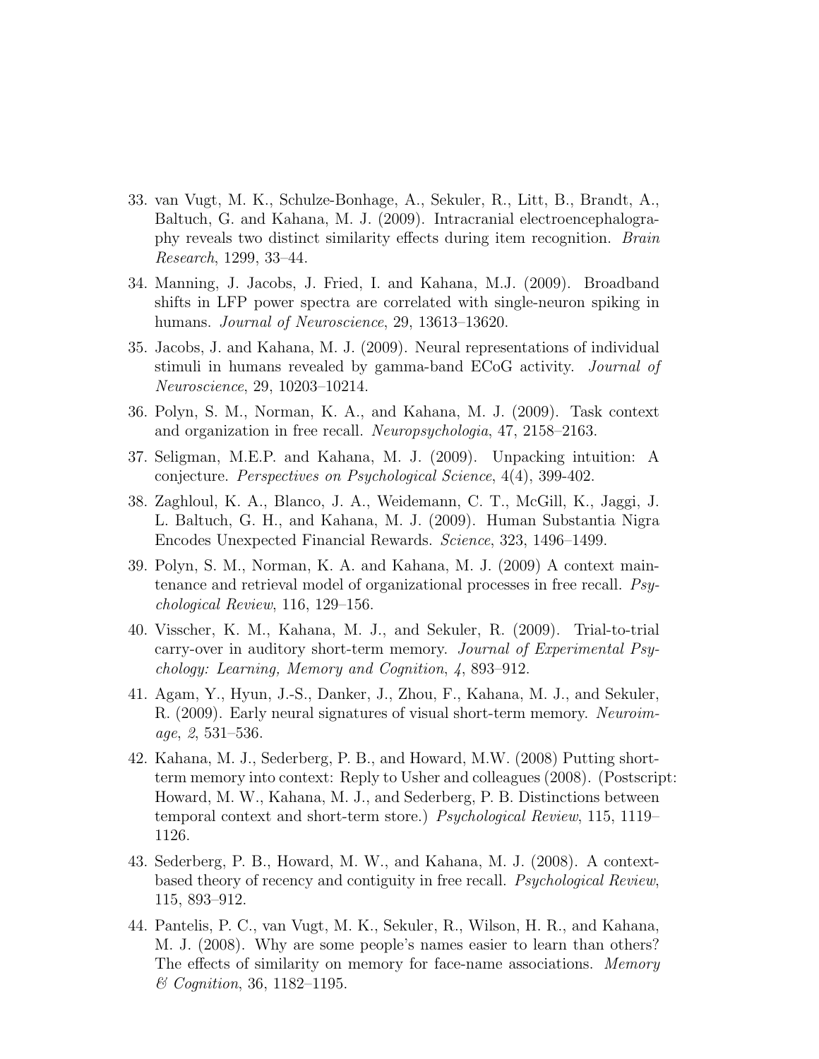33. van Vugt, M. K., Schulze-Bonhage, A., Sekuler, R., Litt, B., Brandt, A., Baltuch, G. and Kahana, M. J. (2009). Intracranial electroencephalography reveals two distinct similarity effects during item recognition. *Brain Research*, 1299, 33–44.

34. Manning, J. Jacobs, J. Fried, I. and Kahana, M.J. (2009). Broadband shifts in LFP power spectra are correlated with single-neuron spiking in humans. *Journal of Neuroscience*, 29, 13613–13620.

35. Jacobs, J. and Kahana, M. J. (2009). Neural representations of individual stimuli in humans revealed by gamma-band ECoG activity. *Journal of Neuroscience*, 29, 10203–10214.

36. Polyn, S. M., Norman, K. A., and Kahana, M. J. (2009). Task context and organization in free recall. *Neuropsychologia*, 47, 2158–2163.

37. Seligman, M.E.P. and Kahana, M. J. (2009). Unpacking intuition: A conjecture. *Perspectives on Psychological Science*, 4(4), 399-402.

38. Zaghloul, K. A., Blanco, J. A., Weidemann, C. T., McGill, K., Jaggi, J. L. Baltuch, G. H., and Kahana, M. J. (2009). Human Substantia Nigra Encodes Unexpected Financial Rewards. *Science*, 323, 1496–1499.

39. Polyn, S. M., Norman, K. A. and Kahana, M. J. (2009) A context maintenance and retrieval model of organizational processes in free recall. *Psychological Review*, 116, 129–156.

40. Visscher, K. M., Kahana, M. J., and Sekuler, R. (2009). Trial-to-trial carry-over in auditory short-term memory. *Journal of Experimental Psychology: Learning, Memory and Cognition*, *4*, 893–912.

41. Agam, Y., Hyun, J.-S., Danker, J., Zhou, F., Kahana, M. J., and Sekuler, R. (2009). Early neural signatures of visual short-term memory. *Neuroimage*, *2*, 531–536.

42. Kahana, M. J., Sederberg, P. B., and Howard, M.W. (2008) Putting short-term memory into context: Reply to Usher and colleagues (2008). (Postscript: Howard, M. W., Kahana, M. J., and Sederberg, P. B. Distinctions between temporal context and short-term store.) *Psychological Review*, 115, 1119–1126.

43. Sederberg, P. B., Howard, M. W., and Kahana, M. J. (2008). A context-based theory of recency and contiguity in free recall. *Psychological Review*, 115, 893–912.

44. Pantelis, P. C., van Vugt, M. K., Sekuler, R., Wilson, H. R., and Kahana, M. J. (2008). Why are some people's names easier to learn than others? The effects of similarity on memory for face-name associations. *Memory & Cognition*, 36, 1182–1195.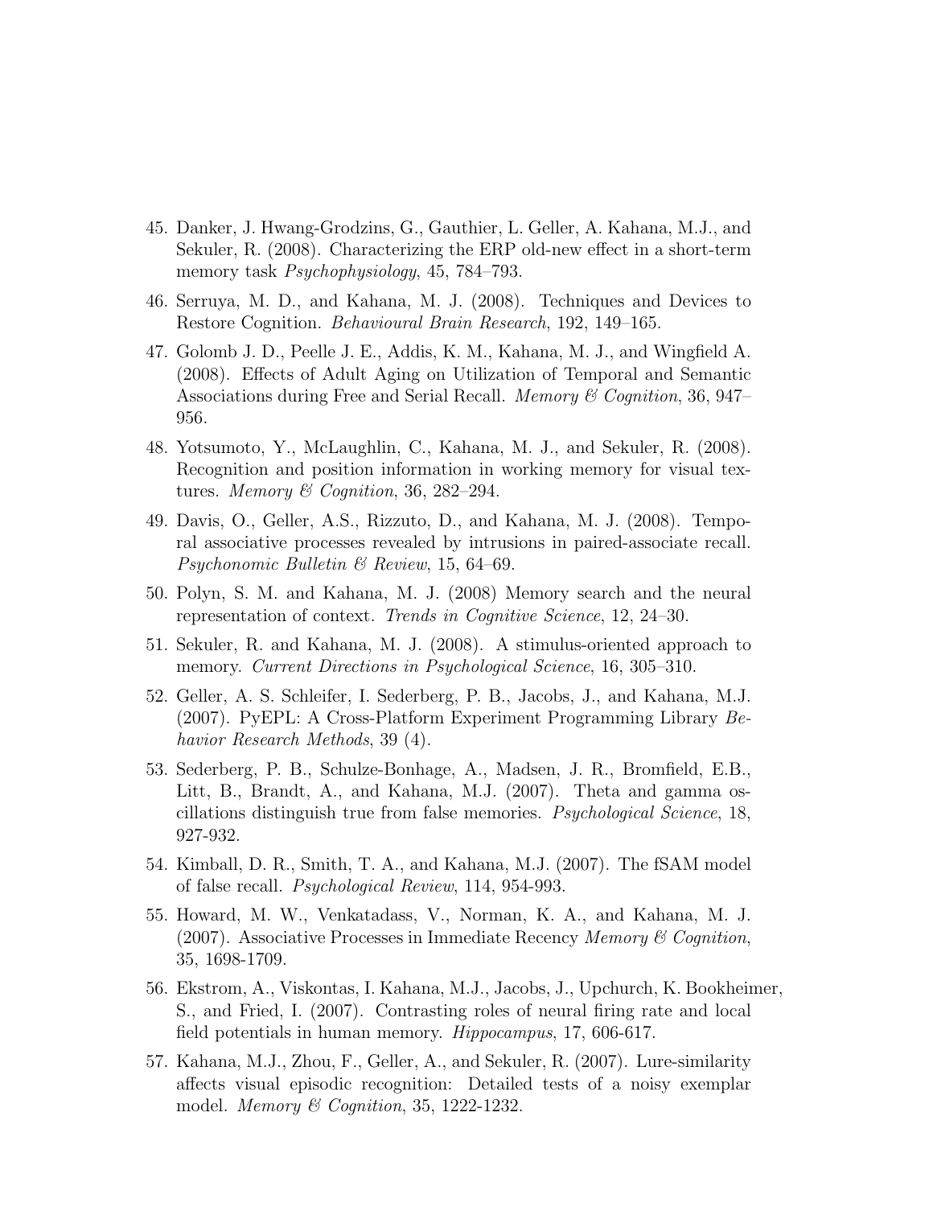45. Danker, J. Hwang-Grodzins, G., Gauthier, L. Geller, A. Kahana, M.J., and Sekuler, R. (2008). Characterizing the ERP old-new effect in a short-term memory task *Psychophysiology*, 45, 784–793.

46. Serruya, M. D., and Kahana, M. J. (2008). Techniques and Devices to Restore Cognition. *Behavioural Brain Research*, 192, 149–165.

47. Golomb J. D., Peelle J. E., Addis, K. M., Kahana, M. J., and Wingfield A. (2008). Effects of Adult Aging on Utilization of Temporal and Semantic Associations during Free and Serial Recall. *Memory & Cognition*, 36, 947–956.

48. Yotsumoto, Y., McLaughlin, C., Kahana, M. J., and Sekuler, R. (2008). Recognition and position information in working memory for visual textures. *Memory & Cognition*, 36, 282–294.

49. Davis, O., Geller, A.S., Rizzuto, D., and Kahana, M. J. (2008). Temporal associative processes revealed by intrusions in paired-associate recall. *Psychonomic Bulletin & Review*, 15, 64–69.

50. Polyn, S. M. and Kahana, M. J. (2008) Memory search and the neural representation of context. *Trends in Cognitive Science*, 12, 24–30.

51. Sekuler, R. and Kahana, M. J. (2008). A stimulus-oriented approach to memory. *Current Directions in Psychological Science*, 16, 305–310.

52. Geller, A. S. Schleifer, I. Sederberg, P. B., Jacobs, J., and Kahana, M.J. (2007). PyEPL: A Cross-Platform Experiment Programming Library *Behavior Research Methods*, 39 (4).

53. Sederberg, P. B., Schulze-Bonhage, A., Madsen, J. R., Bromfield, E.B., Litt, B., Brandt, A., and Kahana, M.J. (2007). Theta and gamma oscillations distinguish true from false memories. *Psychological Science*, 18, 927-932.

54. Kimball, D. R., Smith, T. A., and Kahana, M.J. (2007). The fSAM model of false recall. *Psychological Review*, 114, 954-993.

55. Howard, M. W., Venkatadass, V., Norman, K. A., and Kahana, M. J. (2007). Associative Processes in Immediate Recency *Memory & Cognition*, 35, 1698-1709.

56. Ekstrom, A., Viskontas, I. Kahana, M.J., Jacobs, J., Upchurch, K. Bookheimer, S., and Fried, I. (2007). Contrasting roles of neural firing rate and local field potentials in human memory. *Hippocampus*, 17, 606-617.

57. Kahana, M.J., Zhou, F., Geller, A., and Sekuler, R. (2007). Lure-similarity affects visual episodic recognition: Detailed tests of a noisy exemplar model. *Memory & Cognition*, 35, 1222-1232.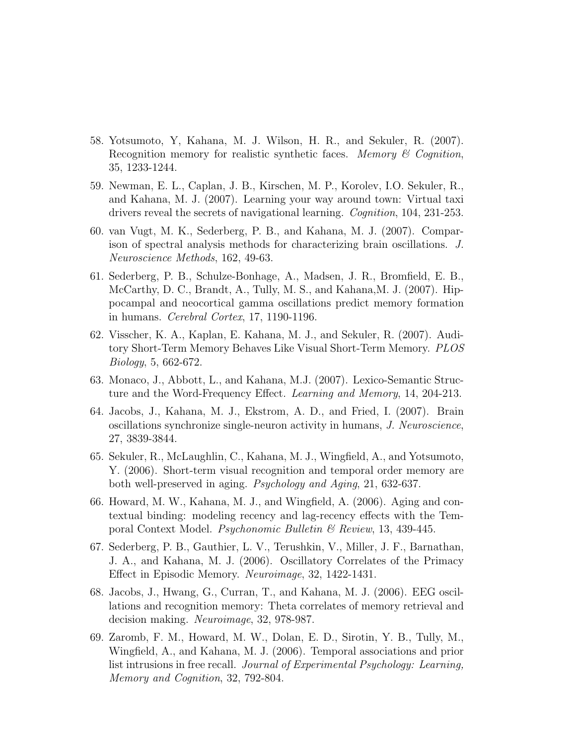58. Yotsumoto, Y, Kahana, M. J. Wilson, H. R., and Sekuler, R. (2007). Recognition memory for realistic synthetic faces. *Memory & Cognition*, 35, 1233-1244.

59. Newman, E. L., Caplan, J. B., Kirschen, M. P., Korolev, I.O. Sekuler, R., and Kahana, M. J. (2007). Learning your way around town: Virtual taxi drivers reveal the secrets of navigational learning. *Cognition*, 104, 231-253.

60. van Vugt, M. K., Sederberg, P. B., and Kahana, M. J. (2007). Comparison of spectral analysis methods for characterizing brain oscillations. *J. Neuroscience Methods*, 162, 49-63.

61. Sederberg, P. B., Schulze-Bonhage, A., Madsen, J. R., Bromfield, E. B., McCarthy, D. C., Brandt, A., Tully, M. S., and Kahana,M. J. (2007). Hippocampal and neocortical gamma oscillations predict memory formation in humans. *Cerebral Cortex*, 17, 1190-1196.

62. Visscher, K. A., Kaplan, E. Kahana, M. J., and Sekuler, R. (2007). Auditory Short-Term Memory Behaves Like Visual Short-Term Memory. *PLOS Biology*, 5, 662-672.

63. Monaco, J., Abbott, L., and Kahana, M.J. (2007). Lexico-Semantic Structure and the Word-Frequency Effect. *Learning and Memory*, 14, 204-213.

64. Jacobs, J., Kahana, M. J., Ekstrom, A. D., and Fried, I. (2007). Brain oscillations synchronize single-neuron activity in humans, *J. Neuroscience*, 27, 3839-3844.

65. Sekuler, R., McLaughlin, C., Kahana, M. J., Wingfield, A., and Yotsumoto, Y. (2006). Short-term visual recognition and temporal order memory are both well-preserved in aging. *Psychology and Aging*, 21, 632-637.

66. Howard, M. W., Kahana, M. J., and Wingfield, A. (2006). Aging and contextual binding: modeling recency and lag-recency effects with the Temporal Context Model. *Psychonomic Bulletin & Review*, 13, 439-445.

67. Sederberg, P. B., Gauthier, L. V., Terushkin, V., Miller, J. F., Barnathan, J. A., and Kahana, M. J. (2006). Oscillatory Correlates of the Primacy Effect in Episodic Memory. *Neuroimage*, 32, 1422-1431.

68. Jacobs, J., Hwang, G., Curran, T., and Kahana, M. J. (2006). EEG oscillations and recognition memory: Theta correlates of memory retrieval and decision making. *Neuroimage*, 32, 978-987.

69. Zaromb, F. M., Howard, M. W., Dolan, E. D., Sirotin, Y. B., Tully, M., Wingfield, A., and Kahana, M. J. (2006). Temporal associations and prior list intrusions in free recall. *Journal of Experimental Psychology: Learning, Memory and Cognition*, 32, 792-804.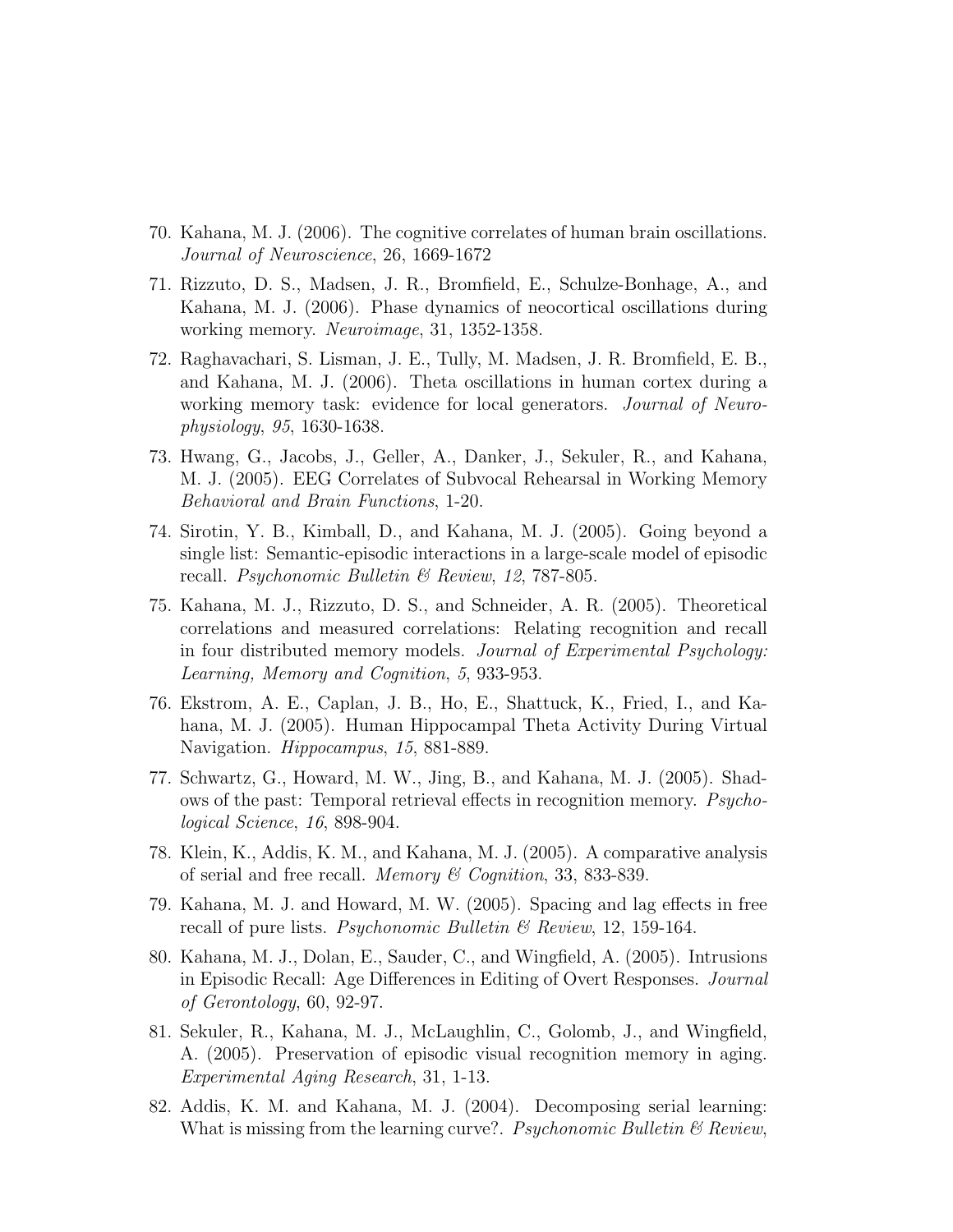70. Kahana, M. J. (2006). The cognitive correlates of human brain oscillations. *Journal of Neuroscience*, 26, 1669-1672

71. Rizzuto, D. S., Madsen, J. R., Bromfield, E., Schulze-Bonhage, A., and Kahana, M. J. (2006). Phase dynamics of neocortical oscillations during working memory. *Neuroimage*, 31, 1352-1358.

72. Raghavachari, S. Lisman, J. E., Tully, M. Madsen, J. R. Bromfield, E. B., and Kahana, M. J. (2006). Theta oscillations in human cortex during a working memory task: evidence for local generators. *Journal of Neurophysiology*, *95*, 1630-1638.

73. Hwang, G., Jacobs, J., Geller, A., Danker, J., Sekuler, R., and Kahana, M. J. (2005). EEG Correlates of Subvocal Rehearsal in Working Memory *Behavioral and Brain Functions*, 1-20.

74. Sirotin, Y. B., Kimball, D., and Kahana, M. J. (2005). Going beyond a single list: Semantic-episodic interactions in a large-scale model of episodic recall. *Psychonomic Bulletin & Review*, *12*, 787-805.

75. Kahana, M. J., Rizzuto, D. S., and Schneider, A. R. (2005). Theoretical correlations and measured correlations: Relating recognition and recall in four distributed memory models. *Journal of Experimental Psychology: Learning, Memory and Cognition*, *5*, 933-953.

76. Ekstrom, A. E., Caplan, J. B., Ho, E., Shattuck, K., Fried, I., and Kahana, M. J. (2005). Human Hippocampal Theta Activity During Virtual Navigation. *Hippocampus*, *15*, 881-889.

77. Schwartz, G., Howard, M. W., Jing, B., and Kahana, M. J. (2005). Shadows of the past: Temporal retrieval effects in recognition memory. *Psychological Science*, *16*, 898-904.

78. Klein, K., Addis, K. M., and Kahana, M. J. (2005). A comparative analysis of serial and free recall. *Memory & Cognition*, 33, 833-839.

79. Kahana, M. J. and Howard, M. W. (2005). Spacing and lag effects in free recall of pure lists. *Psychonomic Bulletin & Review*, 12, 159-164.

80. Kahana, M. J., Dolan, E., Sauder, C., and Wingfield, A. (2005). Intrusions in Episodic Recall: Age Differences in Editing of Overt Responses. *Journal of Gerontology*, 60, 92-97.

81. Sekuler, R., Kahana, M. J., McLaughlin, C., Golomb, J., and Wingfield, A. (2005). Preservation of episodic visual recognition memory in aging. *Experimental Aging Research*, 31, 1-13.

82. Addis, K. M. and Kahana, M. J. (2004). Decomposing serial learning: What is missing from the learning curve?. *Psychonomic Bulletin & Review*,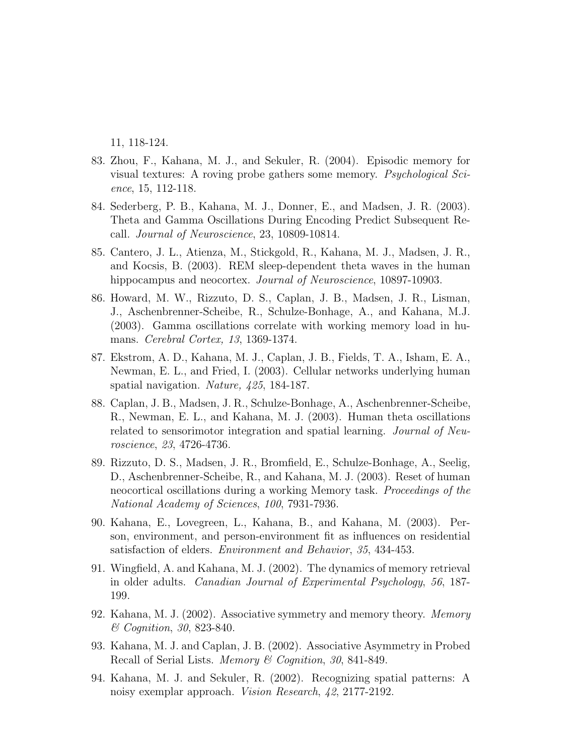11, 118-124.

83. Zhou, F., Kahana, M. J., and Sekuler, R. (2004). Episodic memory for visual textures: A roving probe gathers some memory. *Psychological Science*, 15, 112-118.

84. Sederberg, P. B., Kahana, M. J., Donner, E., and Madsen, J. R. (2003). Theta and Gamma Oscillations During Encoding Predict Subsequent Recall. *Journal of Neuroscience*, 23, 10809-10814.

85. Cantero, J. L., Atienza, M., Stickgold, R., Kahana, M. J., Madsen, J. R., and Kocsis, B. (2003). REM sleep-dependent theta waves in the human hippocampus and neocortex. *Journal of Neuroscience*, 10897-10903.

86. Howard, M. W., Rizzuto, D. S., Caplan, J. B., Madsen, J. R., Lisman, J., Aschenbrenner-Scheibe, R., Schulze-Bonhage, A., and Kahana, M.J. (2003). Gamma oscillations correlate with working memory load in humans. *Cerebral Cortex, 13*, 1369-1374.

87. Ekstrom, A. D., Kahana, M. J., Caplan, J. B., Fields, T. A., Isham, E. A., Newman, E. L., and Fried, I. (2003). Cellular networks underlying human spatial navigation. *Nature, 425*, 184-187.

88. Caplan, J. B., Madsen, J. R., Schulze-Bonhage, A., Aschenbrenner-Scheibe, R., Newman, E. L., and Kahana, M. J. (2003). Human theta oscillations related to sensorimotor integration and spatial learning. *Journal of Neuroscience*, *23*, 4726-4736.

89. Rizzuto, D. S., Madsen, J. R., Bromfield, E., Schulze-Bonhage, A., Seelig, D., Aschenbrenner-Scheibe, R., and Kahana, M. J. (2003). Reset of human neocortical oscillations during a working Memory task. *Proceedings of the National Academy of Sciences*, *100*, 7931-7936.

90. Kahana, E., Lovegreen, L., Kahana, B., and Kahana, M. (2003). Person, environment, and person-environment fit as influences on residential satisfaction of elders. *Environment and Behavior*, *35*, 434-453.

91. Wingfield, A. and Kahana, M. J. (2002). The dynamics of memory retrieval in older adults. *Canadian Journal of Experimental Psychology*, *56*, 187-199.

92. Kahana, M. J. (2002). Associative symmetry and memory theory. *Memory & Cognition*, *30*, 823-840.

93. Kahana, M. J. and Caplan, J. B. (2002). Associative Asymmetry in Probed Recall of Serial Lists. *Memory & Cognition*, *30*, 841-849.

94. Kahana, M. J. and Sekuler, R. (2002). Recognizing spatial patterns: A noisy exemplar approach. *Vision Research*, *42*, 2177-2192.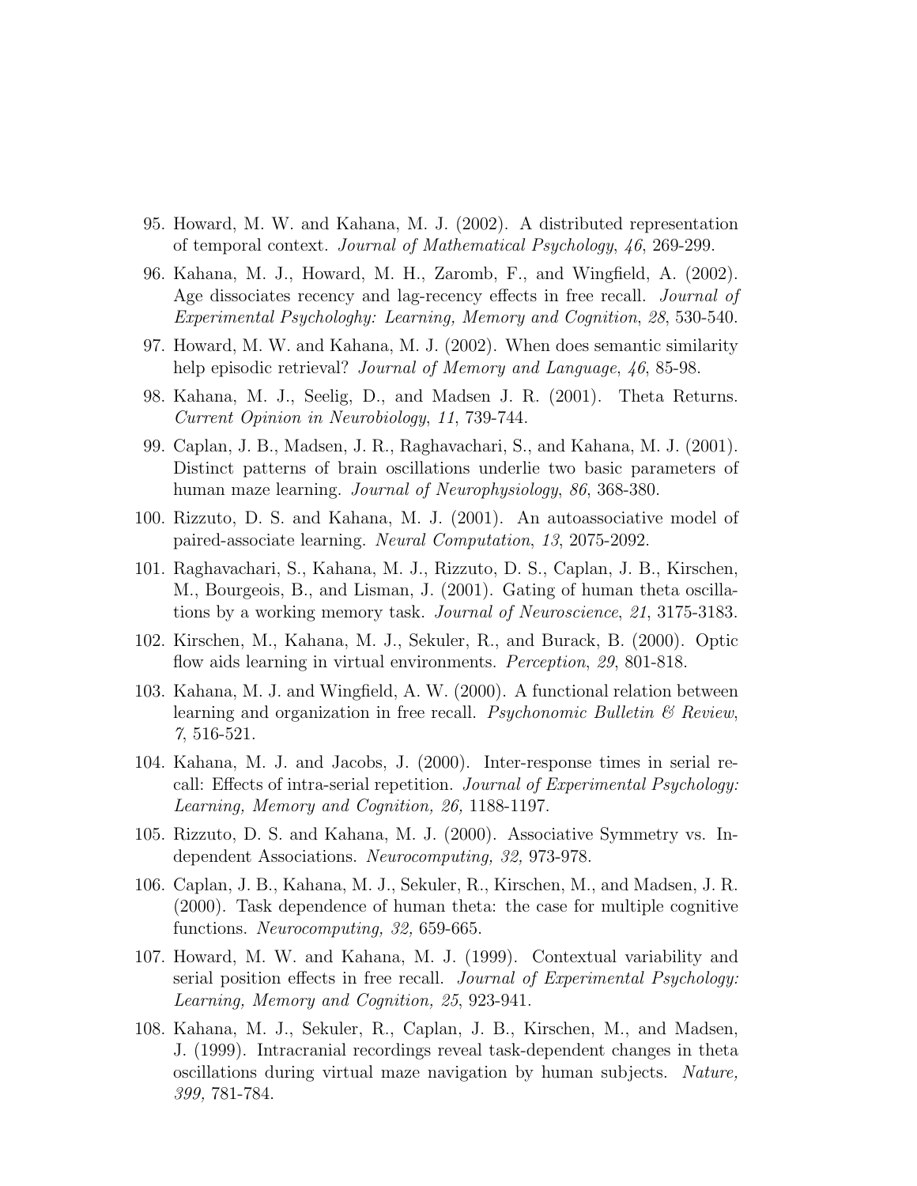95. Howard, M. W. and Kahana, M. J. (2002). A distributed representation of temporal context. *Journal of Mathematical Psychology*, *46*, 269-299.
96. Kahana, M. J., Howard, M. H., Zaromb, F., and Wingfield, A. (2002). Age dissociates recency and lag-recency effects in free recall. *Journal of Experimental Psychologhy: Learning, Memory and Cognition*, *28*, 530-540.
97. Howard, M. W. and Kahana, M. J. (2002). When does semantic similarity help episodic retrieval? *Journal of Memory and Language*, *46*, 85-98.
98. Kahana, M. J., Seelig, D., and Madsen J. R. (2001). Theta Returns. *Current Opinion in Neurobiology*, *11*, 739-744.
99. Caplan, J. B., Madsen, J. R., Raghavachari, S., and Kahana, M. J. (2001). Distinct patterns of brain oscillations underlie two basic parameters of human maze learning. *Journal of Neurophysiology*, *86*, 368-380.
100. Rizzuto, D. S. and Kahana, M. J. (2001). An autoassociative model of paired-associate learning. *Neural Computation*, *13*, 2075-2092.
101. Raghavachari, S., Kahana, M. J., Rizzuto, D. S., Caplan, J. B., Kirschen, M., Bourgeois, B., and Lisman, J. (2001). Gating of human theta oscillations by a working memory task. *Journal of Neuroscience*, *21*, 3175-3183.
102. Kirschen, M., Kahana, M. J., Sekuler, R., and Burack, B. (2000). Optic flow aids learning in virtual environments. *Perception*, *29*, 801-818.
103. Kahana, M. J. and Wingfield, A. W. (2000). A functional relation between learning and organization in free recall. *Psychonomic Bulletin & Review*, *7*, 516-521.
104. Kahana, M. J. and Jacobs, J. (2000). Inter-response times in serial recall: Effects of intra-serial repetition. *Journal of Experimental Psychology: Learning, Memory and Cognition, 26,* 1188-1197.
105. Rizzuto, D. S. and Kahana, M. J. (2000). Associative Symmetry vs. Independent Associations. *Neurocomputing, 32,* 973-978.
106. Caplan, J. B., Kahana, M. J., Sekuler, R., Kirschen, M., and Madsen, J. R. (2000). Task dependence of human theta: the case for multiple cognitive functions. *Neurocomputing, 32,* 659-665.
107. Howard, M. W. and Kahana, M. J. (1999). Contextual variability and serial position effects in free recall. *Journal of Experimental Psychology: Learning, Memory and Cognition, 25*, 923-941.
108. Kahana, M. J., Sekuler, R., Caplan, J. B., Kirschen, M., and Madsen, J. (1999). Intracranial recordings reveal task-dependent changes in theta oscillations during virtual maze navigation by human subjects. *Nature, 399,* 781-784.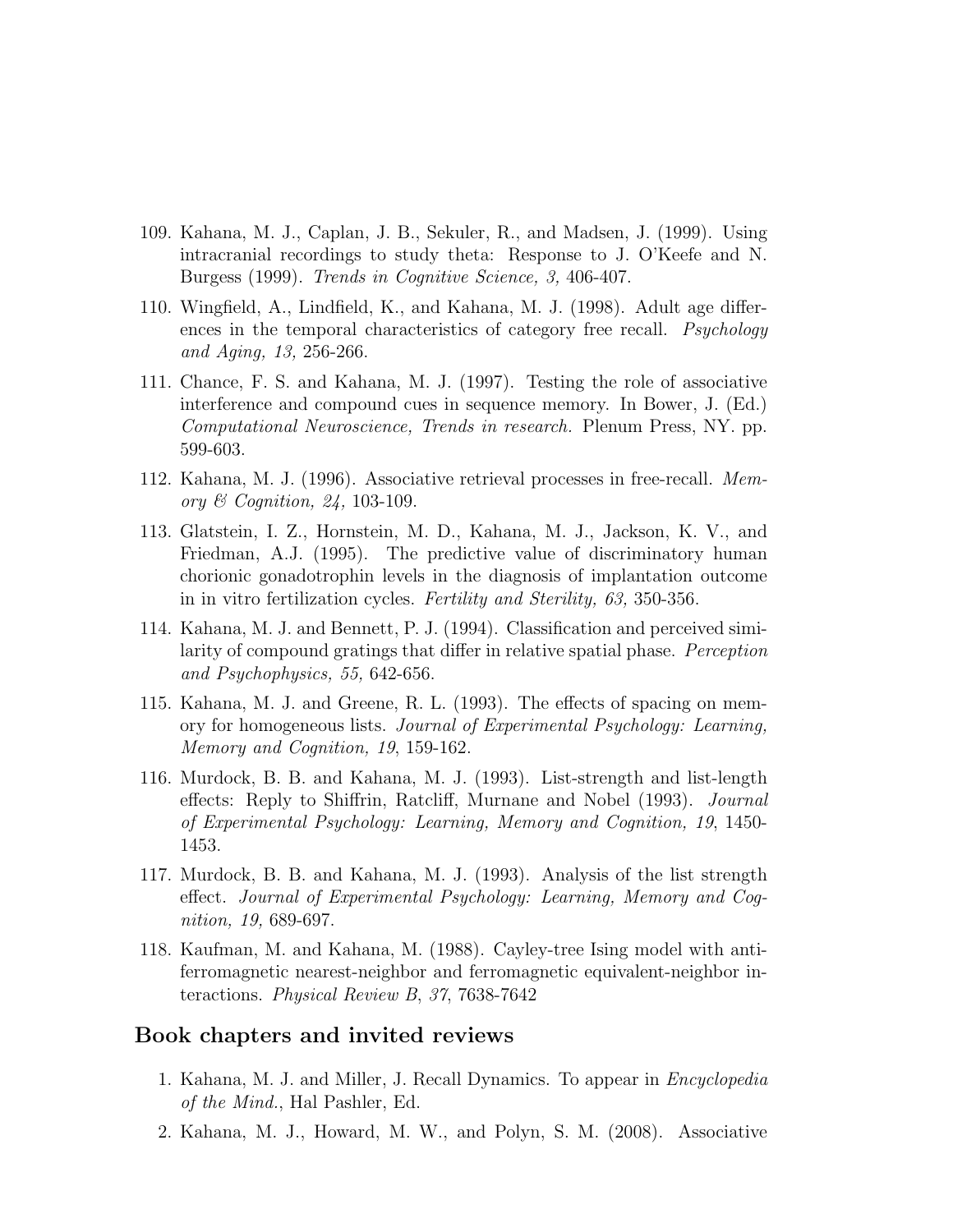109. Kahana, M. J., Caplan, J. B., Sekuler, R., and Madsen, J. (1999). Using intracranial recordings to study theta: Response to J. O'Keefe and N. Burgess (1999). *Trends in Cognitive Science, 3,* 406-407.

110. Wingfield, A., Lindfield, K., and Kahana, M. J. (1998). Adult age differences in the temporal characteristics of category free recall. *Psychology and Aging, 13,* 256-266.

111. Chance, F. S. and Kahana, M. J. (1997). Testing the role of associative interference and compound cues in sequence memory. In Bower, J. (Ed.) *Computational Neuroscience, Trends in research.* Plenum Press, NY. pp. 599-603.

112. Kahana, M. J. (1996). Associative retrieval processes in free-recall. *Memory & Cognition, 24,* 103-109.

113. Glatstein, I. Z., Hornstein, M. D., Kahana, M. J., Jackson, K. V., and Friedman, A.J. (1995). The predictive value of discriminatory human chorionic gonadotrophin levels in the diagnosis of implantation outcome in in vitro fertilization cycles. *Fertility and Sterility, 63,* 350-356.

114. Kahana, M. J. and Bennett, P. J. (1994). Classification and perceived similarity of compound gratings that differ in relative spatial phase. *Perception and Psychophysics, 55,* 642-656.

115. Kahana, M. J. and Greene, R. L. (1993). The effects of spacing on memory for homogeneous lists. *Journal of Experimental Psychology: Learning, Memory and Cognition, 19*, 159-162.

116. Murdock, B. B. and Kahana, M. J. (1993). List-strength and list-length effects: Reply to Shiffrin, Ratcliff, Murnane and Nobel (1993). *Journal of Experimental Psychology: Learning, Memory and Cognition, 19*, 1450-1453.

117. Murdock, B. B. and Kahana, M. J. (1993). Analysis of the list strength effect. *Journal of Experimental Psychology: Learning, Memory and Cognition, 19,* 689-697.

118. Kaufman, M. and Kahana, M. (1988). Cayley-tree Ising model with antiferromagnetic nearest-neighbor and ferromagnetic equivalent-neighbor interactions. *Physical Review B*, *37*, 7638-7642

## Book chapters and invited reviews

1. Kahana, M. J. and Miller, J. Recall Dynamics. To appear in *Encyclopedia of the Mind.*, Hal Pashler, Ed.

2. Kahana, M. J., Howard, M. W., and Polyn, S. M. (2008). Associative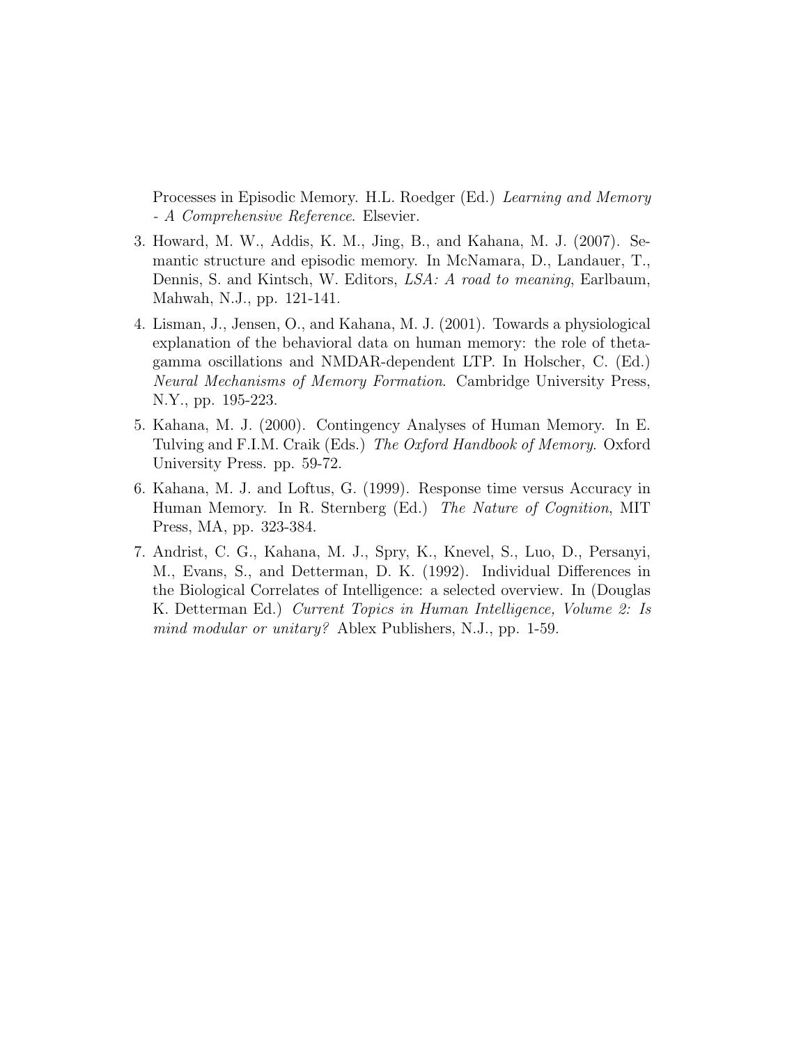Processes in Episodic Memory. H.L. Roedger (Ed.) *Learning and Memory - A Comprehensive Reference*. Elsevier.

3. Howard, M. W., Addis, K. M., Jing, B., and Kahana, M. J. (2007). Semantic structure and episodic memory. In McNamara, D., Landauer, T., Dennis, S. and Kintsch, W. Editors, *LSA: A road to meaning*, Earlbaum, Mahwah, N.J., pp. 121-141.

4. Lisman, J., Jensen, O., and Kahana, M. J. (2001). Towards a physiological explanation of the behavioral data on human memory: the role of theta-gamma oscillations and NMDAR-dependent LTP. In Holscher, C. (Ed.) *Neural Mechanisms of Memory Formation*. Cambridge University Press, N.Y., pp. 195-223.

5. Kahana, M. J. (2000). Contingency Analyses of Human Memory. In E. Tulving and F.I.M. Craik (Eds.) *The Oxford Handbook of Memory*. Oxford University Press. pp. 59-72.

6. Kahana, M. J. and Loftus, G. (1999). Response time versus Accuracy in Human Memory. In R. Sternberg (Ed.) *The Nature of Cognition*, MIT Press, MA, pp. 323-384.

7. Andrist, C. G., Kahana, M. J., Spry, K., Knevel, S., Luo, D., Persanyi, M., Evans, S., and Detterman, D. K. (1992). Individual Differences in the Biological Correlates of Intelligence: a selected overview. In (Douglas K. Detterman Ed.) *Current Topics in Human Intelligence, Volume 2: Is mind modular or unitary?* Ablex Publishers, N.J., pp. 1-59.